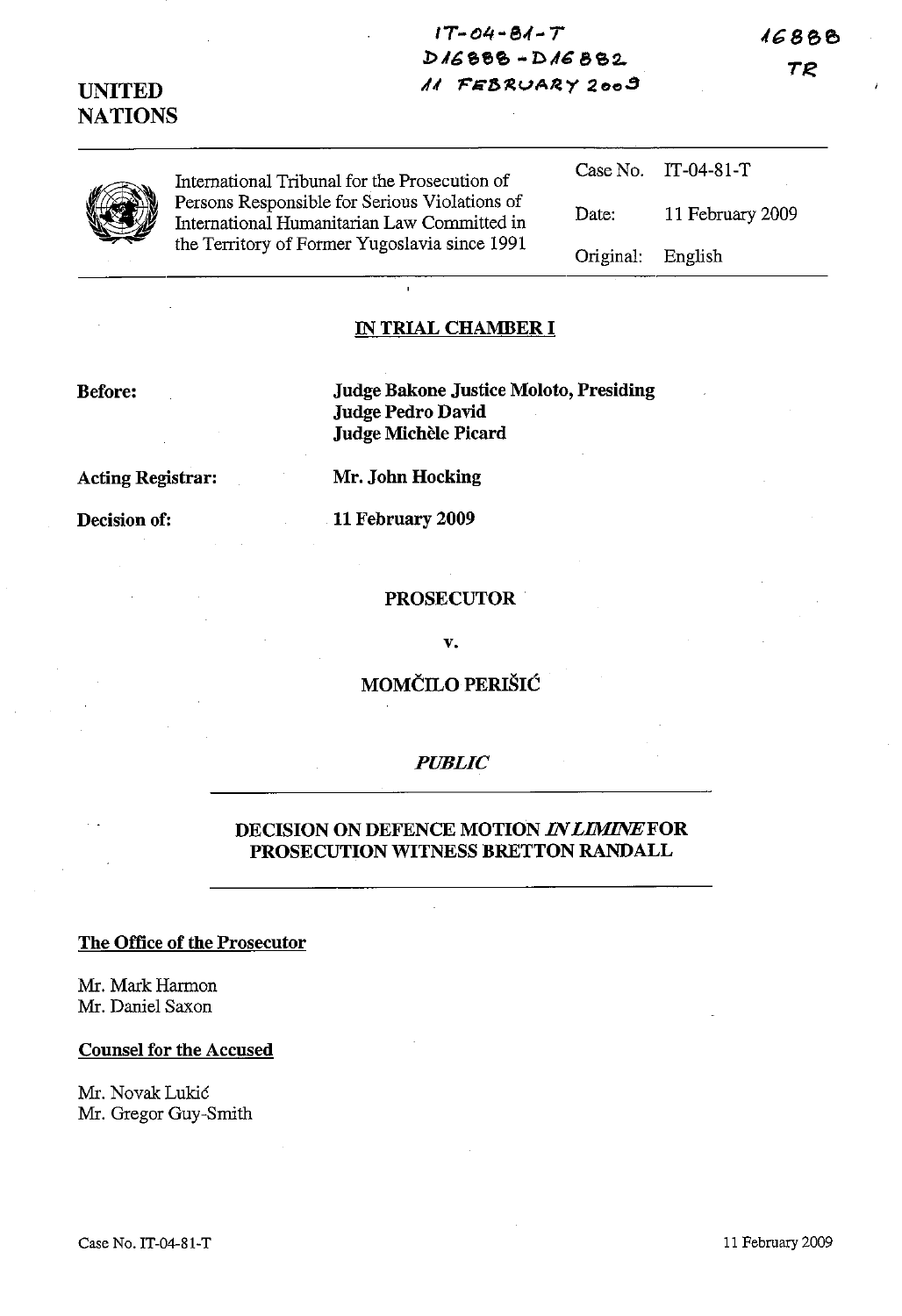IT-04-81-T
D16888 - D16882
11 FEBRUARY 2009

16888
TR

**UNITED NATIONS**

International Tribunal for the Prosecution of Persons Responsible for Serious Violations of International Humanitarian Law Committed in the Territory of Former Yugoslavia since 1991

| | |
|---|---|
| Case No. | IT-04-81-T |
| Date: | 11 February 2009 |
| Original: | English |

## IN TRIAL CHAMBER I

**Before:** **Judge Bakone Justice Moloto, Presiding**
**Judge Pedro David**
**Judge Michèle Picard**

**Acting Registrar:** **Mr. John Hocking**

**Decision of:** **11 February 2009**

**PROSECUTOR**

**v.**

**MOMČILO PERIŠIĆ**

***PUBLIC***

## DECISION ON DEFENCE MOTION *IN LIMINE* FOR PROSECUTION WITNESS BRETTON RANDALL

**The Office of the Prosecutor**

Mr. Mark Harmon
Mr. Daniel Saxon

**Counsel for the Accused**

Mr. Novak Lukić
Mr. Gregor Guy-Smith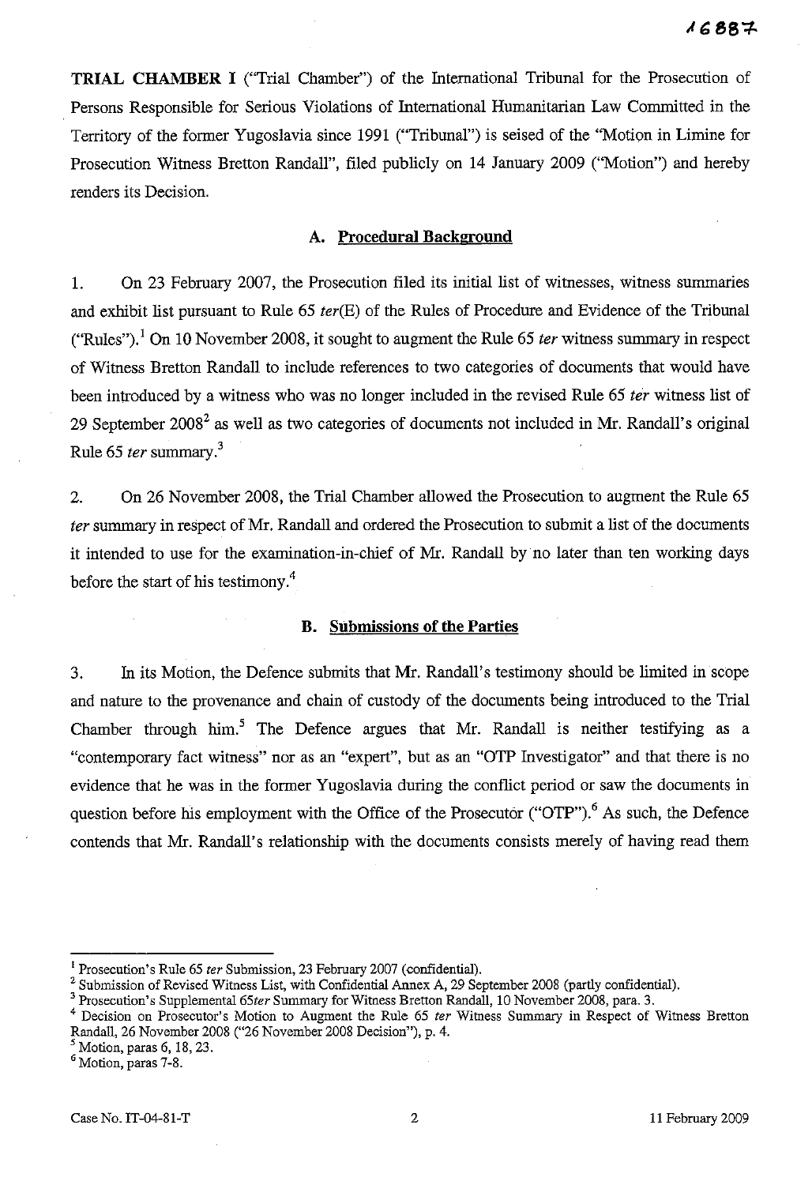**TRIAL CHAMBER I** ("Trial Chamber") of the International Tribunal for the Prosecution of Persons Responsible for Serious Violations of International Humanitarian Law Committed in the Territory of the former Yugoslavia since 1991 ("Tribunal") is seised of the "Motion in Limine for Prosecution Witness Bretton Randall", filed publicly on 14 January 2009 ("Motion") and hereby renders its Decision.

### A. Procedural Background

1. On 23 February 2007, the Prosecution filed its initial list of witnesses, witness summaries and exhibit list pursuant to Rule 65 *ter*(E) of the Rules of Procedure and Evidence of the Tribunal ("Rules").[1] On 10 November 2008, it sought to augment the Rule 65 *ter* witness summary in respect of Witness Bretton Randall to include references to two categories of documents that would have been introduced by a witness who was no longer included in the revised Rule 65 *ter* witness list of 29 September 2008[2] as well as two categories of documents not included in Mr. Randall's original Rule 65 *ter* summary.[3]

2. On 26 November 2008, the Trial Chamber allowed the Prosecution to augment the Rule 65 *ter* summary in respect of Mr. Randall and ordered the Prosecution to submit a list of the documents it intended to use for the examination-in-chief of Mr. Randall by no later than ten working days before the start of his testimony.[4]

### B. Submissions of the Parties

3. In its Motion, the Defence submits that Mr. Randall's testimony should be limited in scope and nature to the provenance and chain of custody of the documents being introduced to the Trial Chamber through him.[5] The Defence argues that Mr. Randall is neither testifying as a "contemporary fact witness" nor as an "expert", but as an "OTP Investigator" and that there is no evidence that he was in the former Yugoslavia during the conflict period or saw the documents in question before his employment with the Office of the Prosecutor ("OTP").[6] As such, the Defence contends that Mr. Randall's relationship with the documents consists merely of having read them

---

[1] Prosecution's Rule 65 *ter* Submission, 23 February 2007 (confidential).

[2] Submission of Revised Witness List, with Confidential Annex A, 29 September 2008 (partly confidential).

[3] Prosecution's Supplemental 65*ter* Summary for Witness Bretton Randall, 10 November 2008, para. 3.

[4] Decision on Prosecutor's Motion to Augment the Rule 65 *ter* Witness Summary in Respect of Witness Bretton Randall, 26 November 2008 ("26 November 2008 Decision"), p. 4.

[5] Motion, paras 6, 18, 23.

[6] Motion, paras 7-8.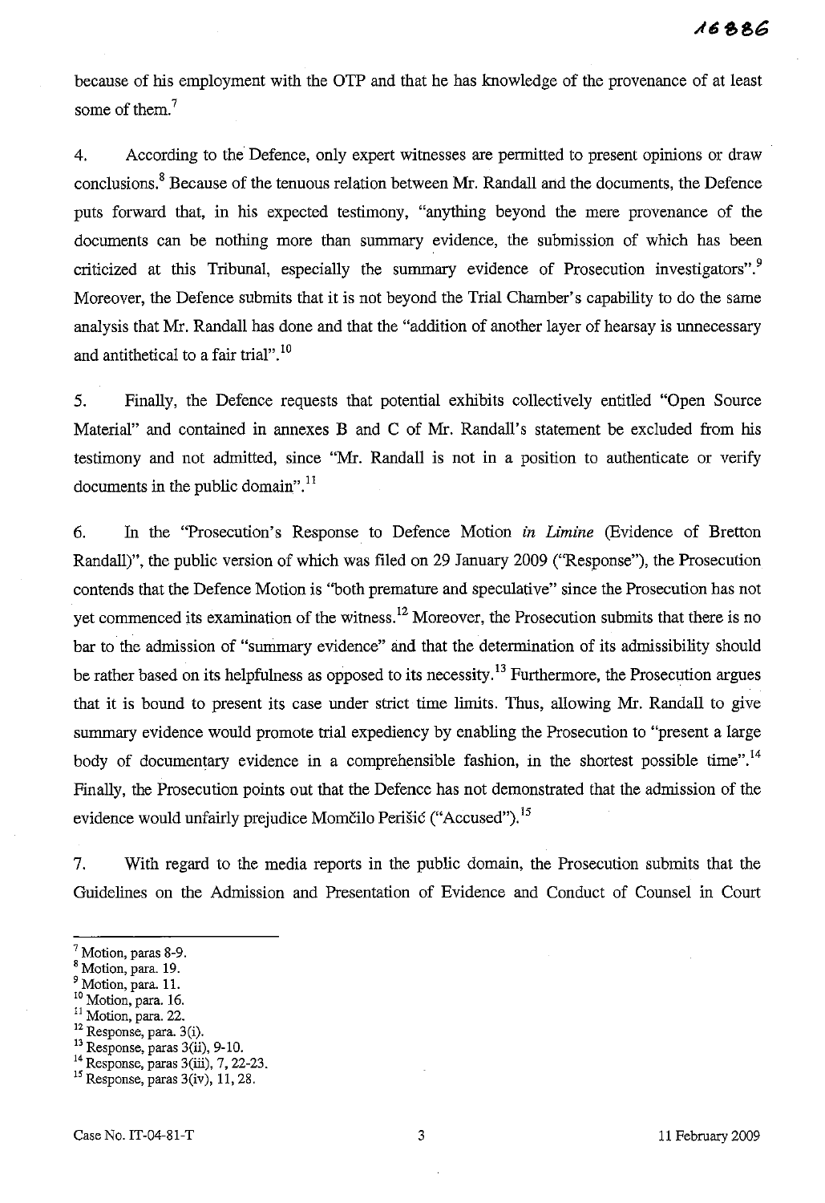because of his employment with the OTP and that he has knowledge of the provenance of at least some of them.[7]

4. According to the Defence, only expert witnesses are permitted to present opinions or draw conclusions.[8] Because of the tenuous relation between Mr. Randall and the documents, the Defence puts forward that, in his expected testimony, "anything beyond the mere provenance of the documents can be nothing more than summary evidence, the submission of which has been criticized at this Tribunal, especially the summary evidence of Prosecution investigators".[9] Moreover, the Defence submits that it is not beyond the Trial Chamber's capability to do the same analysis that Mr. Randall has done and that the "addition of another layer of hearsay is unnecessary and antithetical to a fair trial".[10]

5. Finally, the Defence requests that potential exhibits collectively entitled "Open Source Material" and contained in annexes B and C of Mr. Randall's statement be excluded from his testimony and not admitted, since "Mr. Randall is not in a position to authenticate or verify documents in the public domain".[11]

6. In the "Prosecution's Response to Defence Motion *in Limine* (Evidence of Bretton Randall)", the public version of which was filed on 29 January 2009 ("Response"), the Prosecution contends that the Defence Motion is "both premature and speculative" since the Prosecution has not yet commenced its examination of the witness.[12] Moreover, the Prosecution submits that there is no bar to the admission of "summary evidence" and that the determination of its admissibility should be rather based on its helpfulness as opposed to its necessity.[13] Furthermore, the Prosecution argues that it is bound to present its case under strict time limits. Thus, allowing Mr. Randall to give summary evidence would promote trial expediency by enabling the Prosecution to "present a large body of documentary evidence in a comprehensible fashion, in the shortest possible time".[14] Finally, the Prosecution points out that the Defence has not demonstrated that the admission of the evidence would unfairly prejudice Momčilo Perišić ("Accused").[15]

7. With regard to the media reports in the public domain, the Prosecution submits that the Guidelines on the Admission and Presentation of Evidence and Conduct of Counsel in Court

---

[7] Motion, paras 8-9.
[8] Motion, para. 19.
[9] Motion, para. 11.
[10] Motion, para. 16.
[11] Motion, para. 22.
[12] Response, para. 3(i).
[13] Response, paras 3(ii), 9-10.
[14] Response, paras 3(iii), 7, 22-23.
[15] Response, paras 3(iv), 11, 28.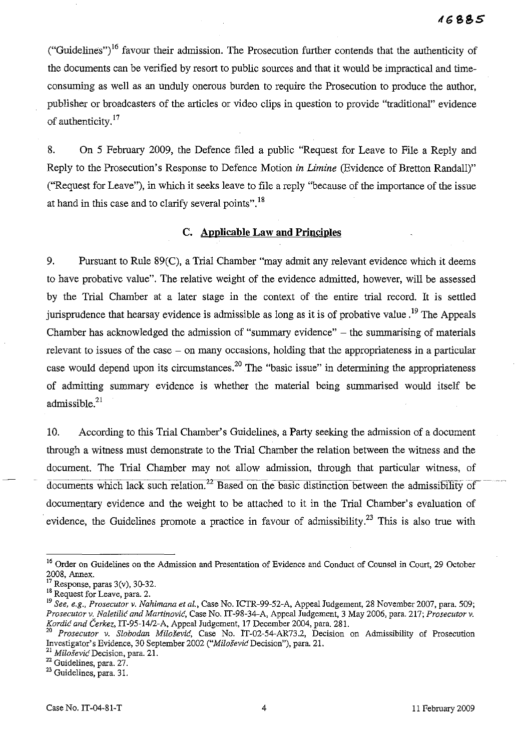("Guidelines")[16] favour their admission. The Prosecution further contends that the authenticity of the documents can be verified by resort to public sources and that it would be impractical and time-consuming as well as an unduly onerous burden to require the Prosecution to produce the author, publisher or broadcasters of the articles or video clips in question to provide "traditional" evidence of authenticity.[17]

8. On 5 February 2009, the Defence filed a public "Request for Leave to File a Reply and Reply to the Prosecution's Response to Defence Motion *in Limine* (Evidence of Bretton Randall)" ("Request for Leave"), in which it seeks leave to file a reply "because of the importance of the issue at hand in this case and to clarify several points".[18]

## C. Applicable Law and Principles

9. Pursuant to Rule 89(C), a Trial Chamber "may admit any relevant evidence which it deems to have probative value". The relative weight of the evidence admitted, however, will be assessed by the Trial Chamber at a later stage in the context of the entire trial record. It is settled jurisprudence that hearsay evidence is admissible as long as it is of probative value.[19] The Appeals Chamber has acknowledged the admission of "summary evidence" – the summarising of materials relevant to issues of the case – on many occasions, holding that the appropriateness in a particular case would depend upon its circumstances.[20] The "basic issue" in determining the appropriateness of admitting summary evidence is whether the material being summarised would itself be admissible.[21]

10. According to this Trial Chamber's Guidelines, a Party seeking the admission of a document through a witness must demonstrate to the Trial Chamber the relation between the witness and the document. The Trial Chamber may not allow admission, through that particular witness, of documents which lack such relation.[22] Based on the basic distinction between the admissibility of documentary evidence and the weight to be attached to it in the Trial Chamber's evaluation of evidence, the Guidelines promote a practice in favour of admissibility.[23] This is also true with

---

[16] Order on Guidelines on the Admission and Presentation of Evidence and Conduct of Counsel in Court, 29 October 2008, Annex.

[17] Response, paras 3(v), 30-32.

[18] Request for Leave, para. 2.

[19] *See, e.g., Prosecutor v. Nahimana et al.*, Case No. ICTR-99-52-A, Appeal Judgement, 28 November 2007, para. 509; *Prosecutor v. Naletilić and Martinović*, Case No. IT-98-34-A, Appeal Judgement, 3 May 2006, para. 217; *Prosecutor v. Kordić and Čerkez*, IT-95-14/2-A, Appeal Judgement, 17 December 2004, para. 281.

[20] *Prosecutor v. Slobodan Milošević*, Case No. IT-02-54-AR73.2, Decision on Admissibility of Prosecution Investigator's Evidence, 30 September 2002 ("*Milošević* Decision"), para. 21.

[21] *Milošević* Decision, para. 21.

[22] Guidelines, para. 27.

[23] Guidelines, para. 31.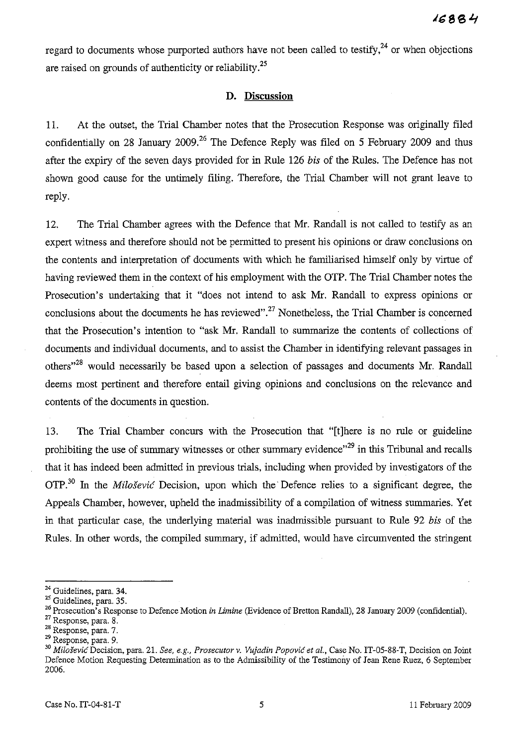regard to documents whose purported authors have not been called to testify,[24] or when objections are raised on grounds of authenticity or reliability.[25]

## D. Discussion

11. At the outset, the Trial Chamber notes that the Prosecution Response was originally filed confidentially on 28 January 2009.[26] The Defence Reply was filed on 5 February 2009 and thus after the expiry of the seven days provided for in Rule 126 *bis* of the Rules. The Defence has not shown good cause for the untimely filing. Therefore, the Trial Chamber will not grant leave to reply.

12. The Trial Chamber agrees with the Defence that Mr. Randall is not called to testify as an expert witness and therefore should not be permitted to present his opinions or draw conclusions on the contents and interpretation of documents with which he familiarised himself only by virtue of having reviewed them in the context of his employment with the OTP. The Trial Chamber notes the Prosecution's undertaking that it "does not intend to ask Mr. Randall to express opinions or conclusions about the documents he has reviewed".[27] Nonetheless, the Trial Chamber is concerned that the Prosecution's intention to "ask Mr. Randall to summarize the contents of collections of documents and individual documents, and to assist the Chamber in identifying relevant passages in others"[28] would necessarily be based upon a selection of passages and documents Mr. Randall deems most pertinent and therefore entail giving opinions and conclusions on the relevance and contents of the documents in question.

13. The Trial Chamber concurs with the Prosecution that "[t]here is no rule or guideline prohibiting the use of summary witnesses or other summary evidence"[29] in this Tribunal and recalls that it has indeed been admitted in previous trials, including when provided by investigators of the OTP.[30] In the *Milošević* Decision, upon which the Defence relies to a significant degree, the Appeals Chamber, however, upheld the inadmissibility of a compilation of witness summaries. Yet in that particular case, the underlying material was inadmissible pursuant to Rule 92 *bis* of the Rules. In other words, the compiled summary, if admitted, would have circumvented the stringent

---

[24] Guidelines, para. 34.

[25] Guidelines, para. 35.

[26] Prosecution's Response to Defence Motion *in Limine* (Evidence of Bretton Randall), 28 January 2009 (confidential).

[27] Response, para. 8.

[28] Response, para. 7.

[29] Response, para. 9.

[30] *Milošević* Decision, para. 21. *See, e.g., Prosecutor v. Vujadin Popović et al.*, Case No. IT-05-88-T, Decision on Joint Defence Motion Requesting Determination as to the Admissibility of the Testimony of Jean Rene Ruez, 6 September 2006.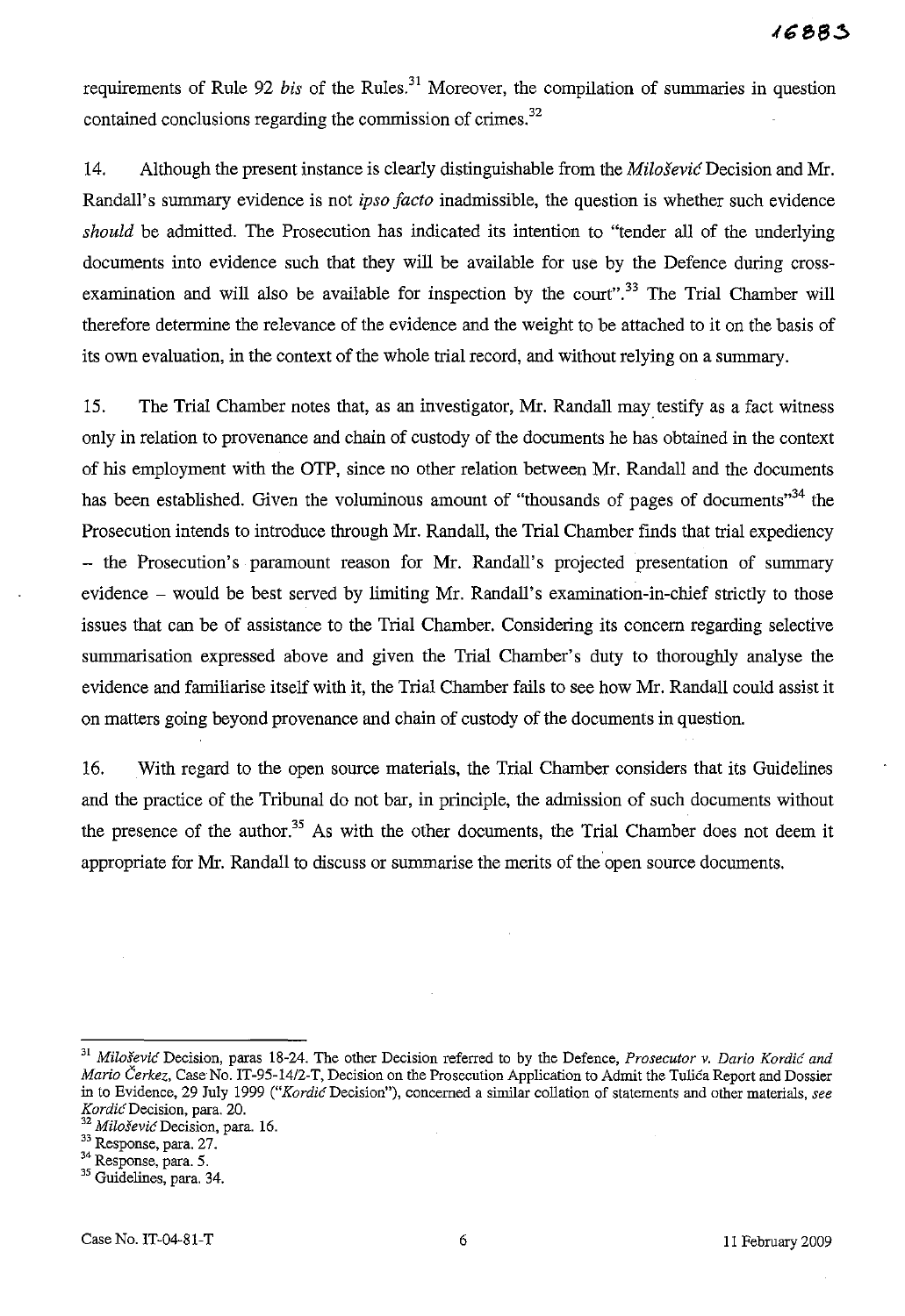requirements of Rule 92 *bis* of the Rules.[31] Moreover, the compilation of summaries in question contained conclusions regarding the commission of crimes.[32]

14. Although the present instance is clearly distinguishable from the *Milošević* Decision and Mr. Randall's summary evidence is not *ipso facto* inadmissible, the question is whether such evidence *should* be admitted. The Prosecution has indicated its intention to "tender all of the underlying documents into evidence such that they will be available for use by the Defence during cross-examination and will also be available for inspection by the court".[33] The Trial Chamber will therefore determine the relevance of the evidence and the weight to be attached to it on the basis of its own evaluation, in the context of the whole trial record, and without relying on a summary.

15. The Trial Chamber notes that, as an investigator, Mr. Randall may testify as a fact witness only in relation to provenance and chain of custody of the documents he has obtained in the context of his employment with the OTP, since no other relation between Mr. Randall and the documents has been established. Given the voluminous amount of "thousands of pages of documents"[34] the Prosecution intends to introduce through Mr. Randall, the Trial Chamber finds that trial expediency – the Prosecution's paramount reason for Mr. Randall's projected presentation of summary evidence – would be best served by limiting Mr. Randall's examination-in-chief strictly to those issues that can be of assistance to the Trial Chamber. Considering its concern regarding selective summarisation expressed above and given the Trial Chamber's duty to thoroughly analyse the evidence and familiarise itself with it, the Trial Chamber fails to see how Mr. Randall could assist it on matters going beyond provenance and chain of custody of the documents in question.

16. With regard to the open source materials, the Trial Chamber considers that its Guidelines and the practice of the Tribunal do not bar, in principle, the admission of such documents without the presence of the author.[35] As with the other documents, the Trial Chamber does not deem it appropriate for Mr. Randall to discuss or summarise the merits of the open source documents.

---

[31] *Milošević* Decision, paras 18-24. The other Decision referred to by the Defence, *Prosecutor v. Dario Kordić and Mario Čerkez*, Case No. IT-95-14/2-T, Decision on the Prosecution Application to Admit the Tulića Report and Dossier in to Evidence, 29 July 1999 ("*Kordić* Decision"), concerned a similar collation of statements and other materials, *see Kordić* Decision, para. 20.

[32] *Milošević* Decision, para. 16.

[33] Response, para. 27.

[34] Response, para. 5.

[35] Guidelines, para. 34.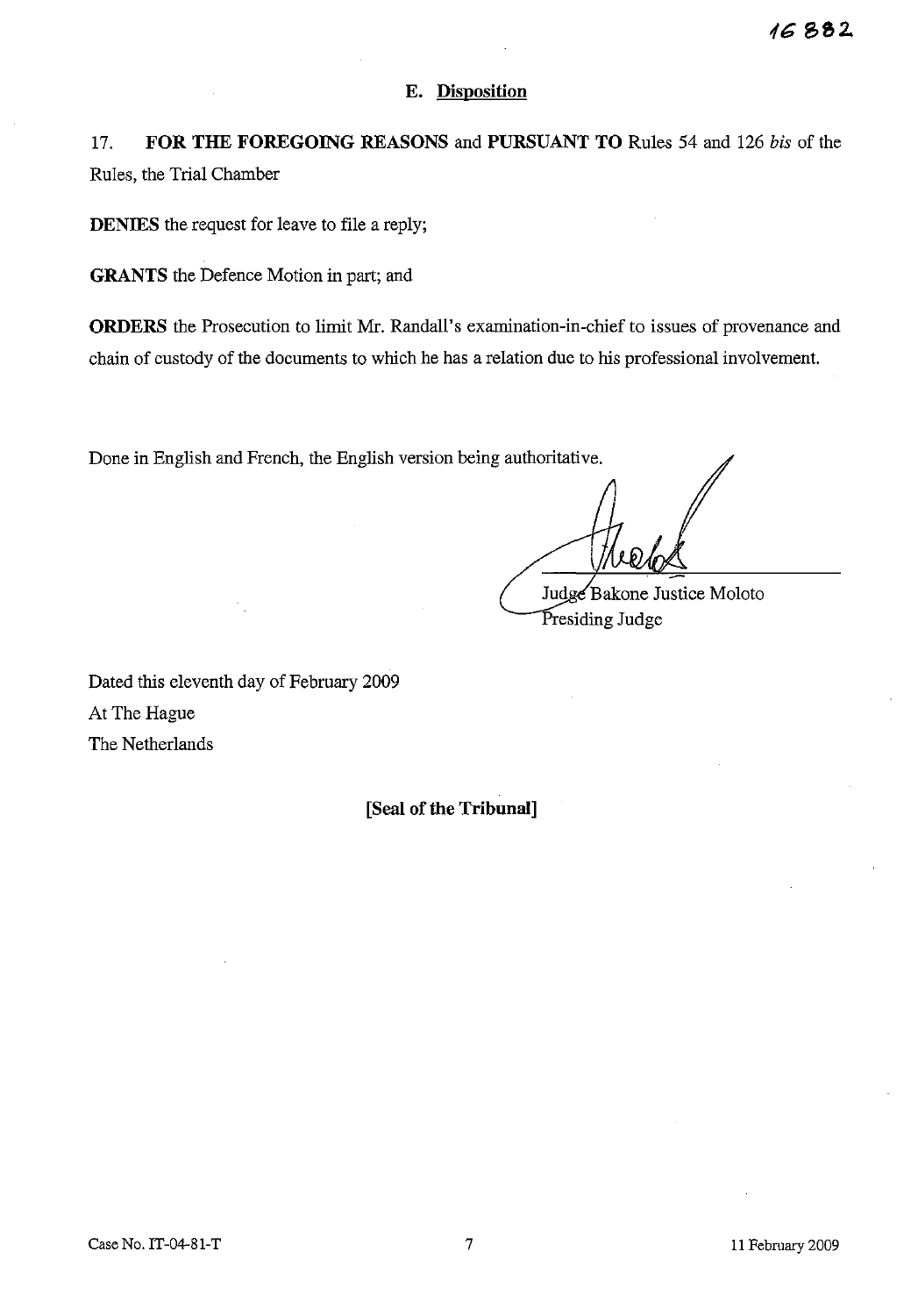### E. Disposition

17. **FOR THE FOREGOING REASONS** and **PURSUANT TO** Rules 54 and 126 *bis* of the Rules, the Trial Chamber

**DENIES** the request for leave to file a reply;

**GRANTS** the Defence Motion in part; and

**ORDERS** the Prosecution to limit Mr. Randall's examination-in-chief to issues of provenance and chain of custody of the documents to which he has a relation due to his professional involvement.

Done in English and French, the English version being authoritative.

Judge Bakone Justice Moloto
Presiding Judge

Dated this eleventh day of February 2009
At The Hague
The Netherlands

**[Seal of the Tribunal]**